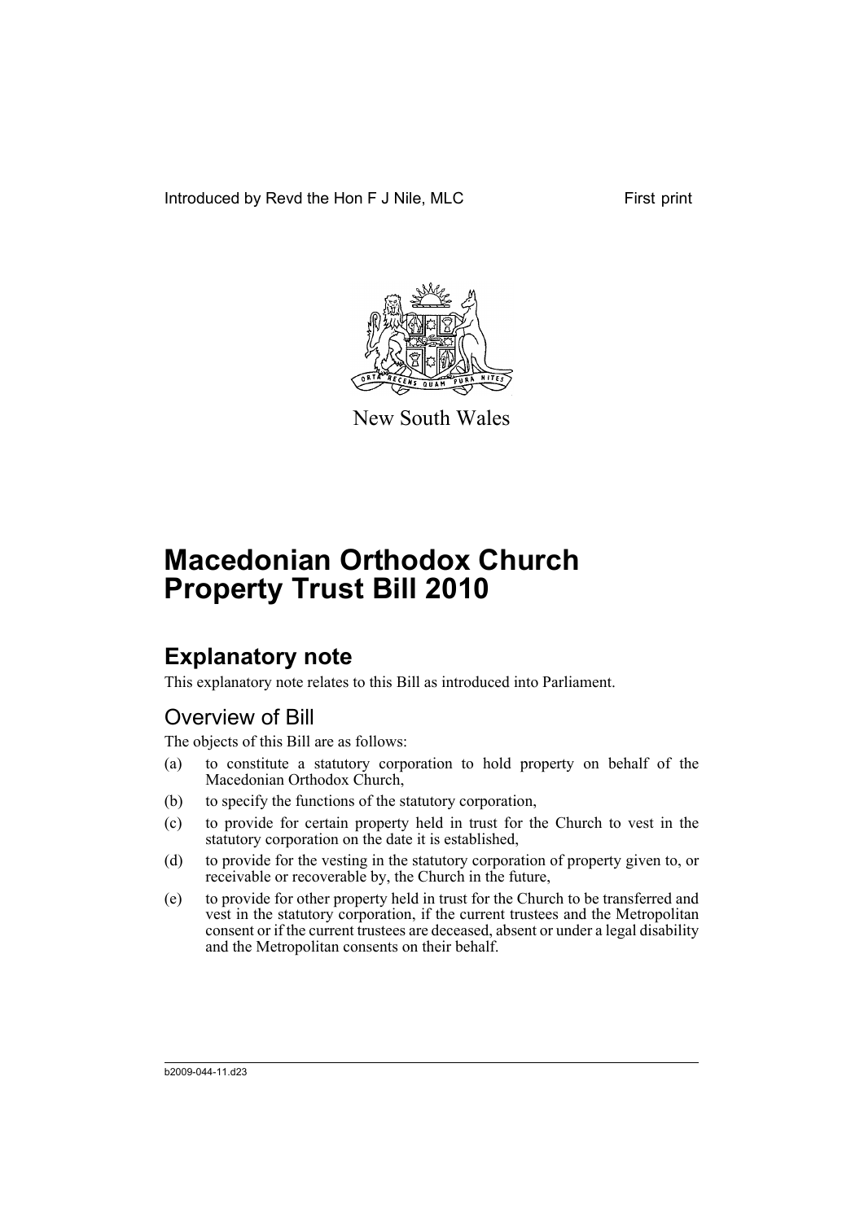Introduced by Revd the Hon F J Nile, MLC First print

New South Wales

# Macedonian Orthodox Church Property Trust Bill 2010

## Explanatory note

This explanatory note relates to this Bill as introduced into Parliament.

### Overview of Bill

The objects of this Bill are as follows:

- (a) to constitute a statutory corporation to hold property on behalf of the Macedonian Orthodox Church,
- (b) to specify the functions of the statutory corporation,
- (c) to provide for certain property held in trust for the Church to vest in the statutory corporation on the date it is established,
- (d) to provide for the vesting in the statutory corporation of property given to, or receivable or recoverable by, the Church in the future,
- (e) to provide for other property held in trust for the Church to be transferred and vest in the statutory corporation, if the current trustees and the Metropolitan consent or if the current trustees are deceased, absent or under a legal disability and the Metropolitan consents on their behalf.

b2009-044-11.d23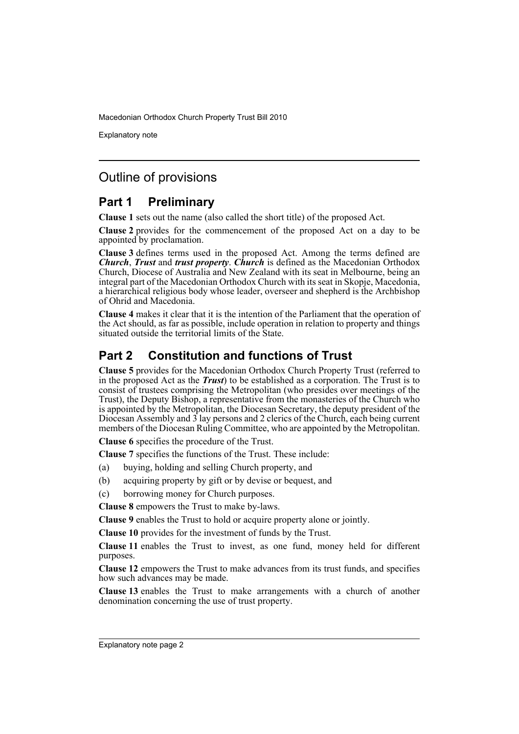# Outline of provisions

## Part 1 Preliminary

**Clause 1** sets out the name (also called the short title) of the proposed Act.

**Clause 2** provides for the commencement of the proposed Act on a day to be appointed by proclamation.

**Clause 3** defines terms used in the proposed Act. Among the terms defined are ***Church***, ***Trust*** and ***trust property***. ***Church*** is defined as the Macedonian Orthodox Church, Diocese of Australia and New Zealand with its seat in Melbourne, being an integral part of the Macedonian Orthodox Church with its seat in Skopje, Macedonia, a hierarchical religious body whose leader, overseer and shepherd is the Archbishop of Ohrid and Macedonia.

**Clause 4** makes it clear that it is the intention of the Parliament that the operation of the Act should, as far as possible, include operation in relation to property and things situated outside the territorial limits of the State.

## Part 2 Constitution and functions of Trust

**Clause 5** provides for the Macedonian Orthodox Church Property Trust (referred to in the proposed Act as the ***Trust***) to be established as a corporation. The Trust is to consist of trustees comprising the Metropolitan (who presides over meetings of the Trust), the Deputy Bishop, a representative from the monasteries of the Church who is appointed by the Metropolitan, the Diocesan Secretary, the deputy president of the Diocesan Assembly and 3 lay persons and 2 clerics of the Church, each being current members of the Diocesan Ruling Committee, who are appointed by the Metropolitan.

**Clause 6** specifies the procedure of the Trust.

**Clause 7** specifies the functions of the Trust. These include:

(a) buying, holding and selling Church property, and

(b) acquiring property by gift or by devise or bequest, and

(c) borrowing money for Church purposes.

**Clause 8** empowers the Trust to make by-laws.

**Clause 9** enables the Trust to hold or acquire property alone or jointly.

**Clause 10** provides for the investment of funds by the Trust.

**Clause 11** enables the Trust to invest, as one fund, money held for different purposes.

**Clause 12** empowers the Trust to make advances from its trust funds, and specifies how such advances may be made.

**Clause 13** enables the Trust to make arrangements with a church of another denomination concerning the use of trust property.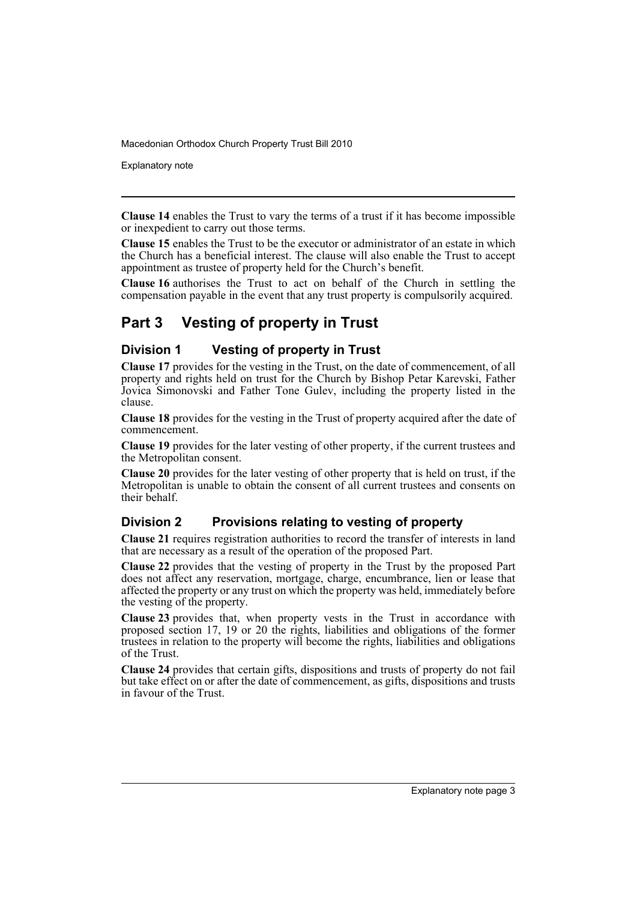**Clause 14** enables the Trust to vary the terms of a trust if it has become impossible or inexpedient to carry out those terms.

**Clause 15** enables the Trust to be the executor or administrator of an estate in which the Church has a beneficial interest. The clause will also enable the Trust to accept appointment as trustee of property held for the Church's benefit.

**Clause 16** authorises the Trust to act on behalf of the Church in settling the compensation payable in the event that any trust property is compulsorily acquired.

## Part 3 Vesting of property in Trust

### Division 1 Vesting of property in Trust

**Clause 17** provides for the vesting in the Trust, on the date of commencement, of all property and rights held on trust for the Church by Bishop Petar Karevski, Father Jovica Simonovski and Father Tone Gulev, including the property listed in the clause.

**Clause 18** provides for the vesting in the Trust of property acquired after the date of commencement.

**Clause 19** provides for the later vesting of other property, if the current trustees and the Metropolitan consent.

**Clause 20** provides for the later vesting of other property that is held on trust, if the Metropolitan is unable to obtain the consent of all current trustees and consents on their behalf.

### Division 2 Provisions relating to vesting of property

**Clause 21** requires registration authorities to record the transfer of interests in land that are necessary as a result of the operation of the proposed Part.

**Clause 22** provides that the vesting of property in the Trust by the proposed Part does not affect any reservation, mortgage, charge, encumbrance, lien or lease that affected the property or any trust on which the property was held, immediately before the vesting of the property.

**Clause 23** provides that, when property vests in the Trust in accordance with proposed section 17, 19 or 20 the rights, liabilities and obligations of the former trustees in relation to the property will become the rights, liabilities and obligations of the Trust.

**Clause 24** provides that certain gifts, dispositions and trusts of property do not fail but take effect on or after the date of commencement, as gifts, dispositions and trusts in favour of the Trust.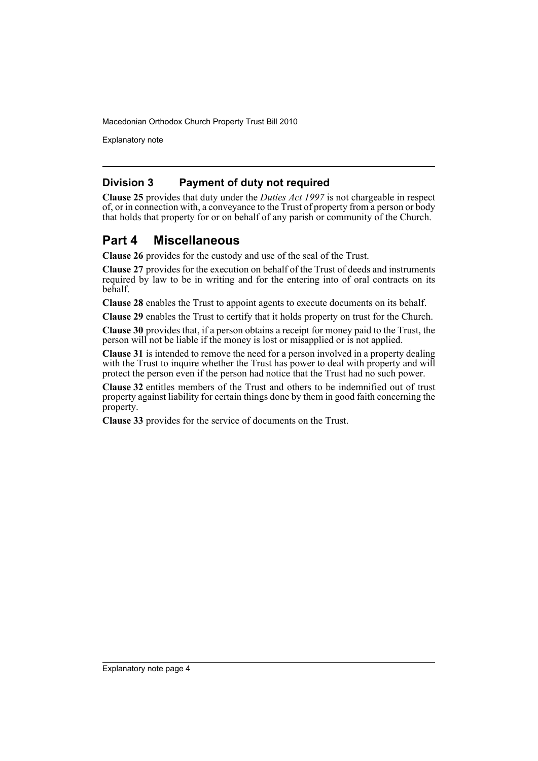### Division 3 Payment of duty not required

**Clause 25** provides that duty under the *Duties Act 1997* is not chargeable in respect of, or in connection with, a conveyance to the Trust of property from a person or body that holds that property for or on behalf of any parish or community of the Church.

## Part 4 Miscellaneous

**Clause 26** provides for the custody and use of the seal of the Trust.

**Clause 27** provides for the execution on behalf of the Trust of deeds and instruments required by law to be in writing and for the entering into of oral contracts on its behalf.

**Clause 28** enables the Trust to appoint agents to execute documents on its behalf.

**Clause 29** enables the Trust to certify that it holds property on trust for the Church.

**Clause 30** provides that, if a person obtains a receipt for money paid to the Trust, the person will not be liable if the money is lost or misapplied or is not applied.

**Clause 31** is intended to remove the need for a person involved in a property dealing with the Trust to inquire whether the Trust has power to deal with property and will protect the person even if the person had notice that the Trust had no such power.

**Clause 32** entitles members of the Trust and others to be indemnified out of trust property against liability for certain things done by them in good faith concerning the property.

**Clause 33** provides for the service of documents on the Trust.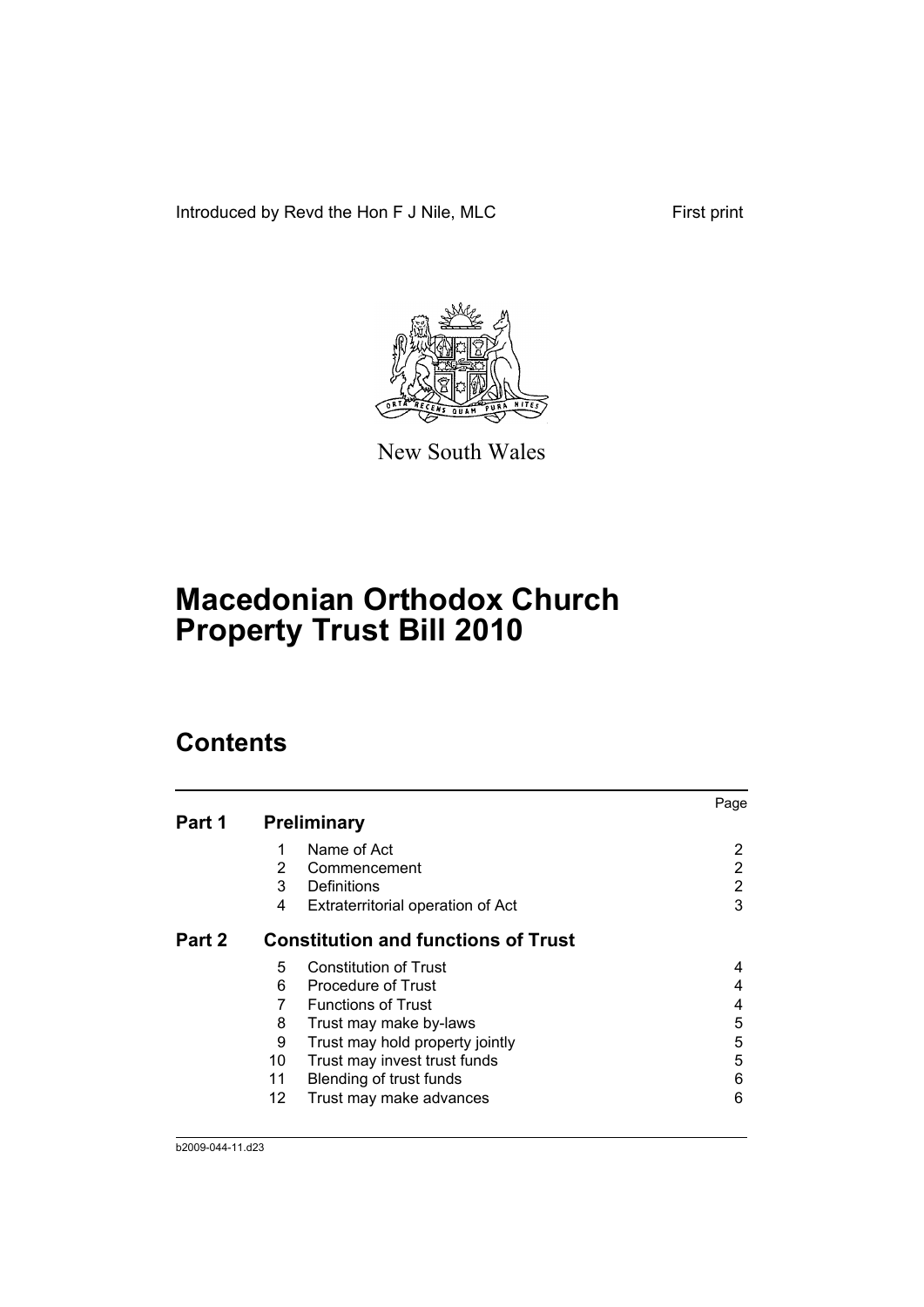Introduced by Revd the Hon F J Nile, MLC

First print

New South Wales

# Macedonian Orthodox Church Property Trust Bill 2010

## Contents

| | | | Page |
|---|---|---|---|
| **Part 1** | **Preliminary** | | |
| | 1 | Name of Act | 2 |
| | 2 | Commencement | 2 |
| | 3 | Definitions | 2 |
| | 4 | Extraterritorial operation of Act | 3 |
| **Part 2** | **Constitution and functions of Trust** | | |
| | 5 | Constitution of Trust | 4 |
| | 6 | Procedure of Trust | 4 |
| | 7 | Functions of Trust | 4 |
| | 8 | Trust may make by-laws | 5 |
| | 9 | Trust may hold property jointly | 5 |
| | 10 | Trust may invest trust funds | 5 |
| | 11 | Blending of trust funds | 6 |
| | 12 | Trust may make advances | 6 |

b2009-044-11.d23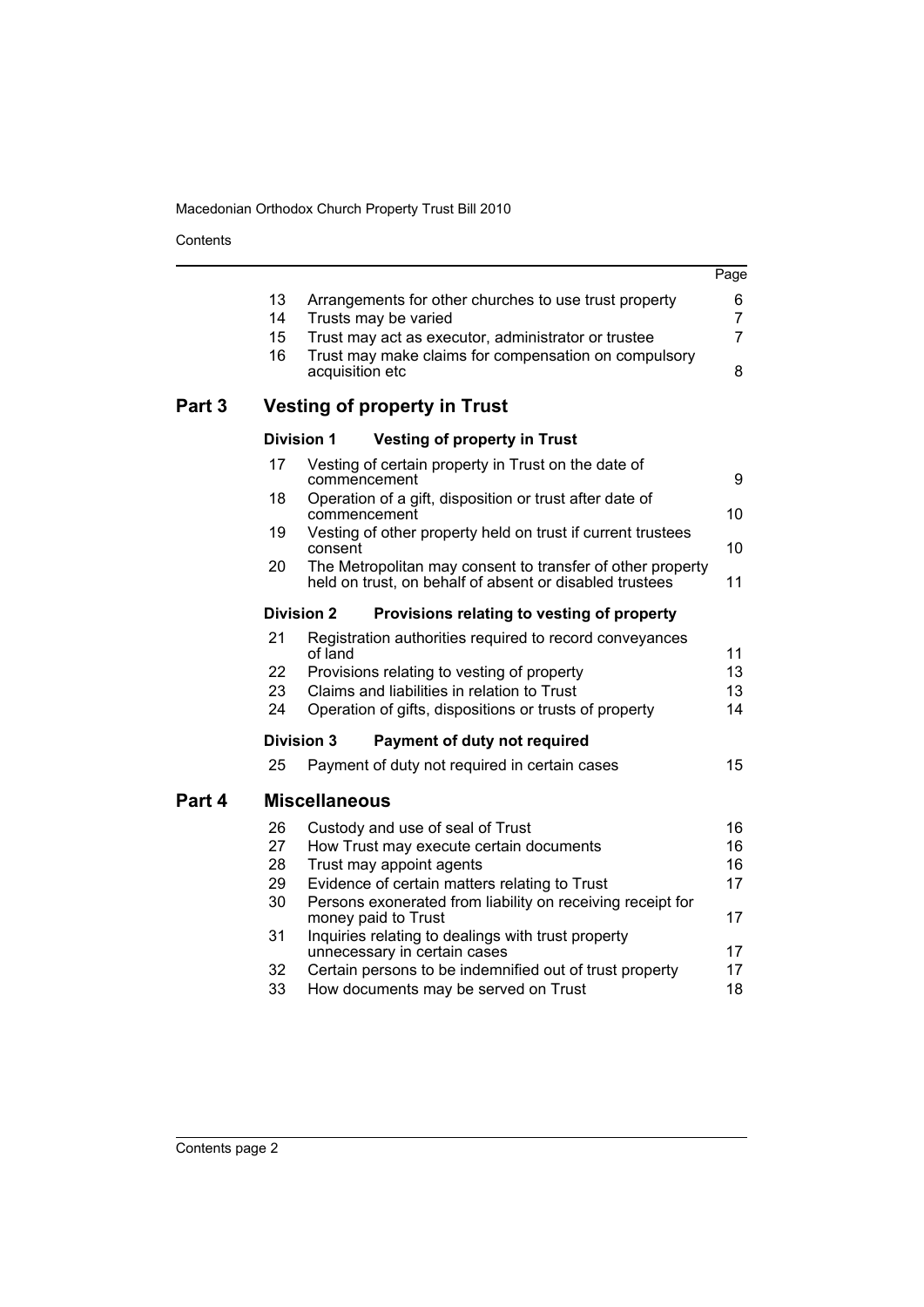| | | Page |
|---|---|---|
| 13 | Arrangements for other churches to use trust property | 6 |
| 14 | Trusts may be varied | 7 |
| 15 | Trust may act as executor, administrator or trustee | 7 |
| 16 | Trust may make claims for compensation on compulsory acquisition etc | 8 |

## Part 3 Vesting of property in Trust

### Division 1 Vesting of property in Trust

| | | |
|---|---|---|
| 17 | Vesting of certain property in Trust on the date of commencement | 9 |
| 18 | Operation of a gift, disposition or trust after date of commencement | 10 |
| 19 | Vesting of other property held on trust if current trustees consent | 10 |
| 20 | The Metropolitan may consent to transfer of other property held on trust, on behalf of absent or disabled trustees | 11 |

### Division 2 Provisions relating to vesting of property

| | | |
|---|---|---|
| 21 | Registration authorities required to record conveyances of land | 11 |
| 22 | Provisions relating to vesting of property | 13 |
| 23 | Claims and liabilities in relation to Trust | 13 |
| 24 | Operation of gifts, dispositions or trusts of property | 14 |

### Division 3 Payment of duty not required

| | | |
|---|---|---|
| 25 | Payment of duty not required in certain cases | 15 |

## Part 4 Miscellaneous

| | | |
|---|---|---|
| 26 | Custody and use of seal of Trust | 16 |
| 27 | How Trust may execute certain documents | 16 |
| 28 | Trust may appoint agents | 16 |
| 29 | Evidence of certain matters relating to Trust | 17 |
| 30 | Persons exonerated from liability on receiving receipt for money paid to Trust | 17 |
| 31 | Inquiries relating to dealings with trust property unnecessary in certain cases | 17 |
| 32 | Certain persons to be indemnified out of trust property | 17 |
| 33 | How documents may be served on Trust | 18 |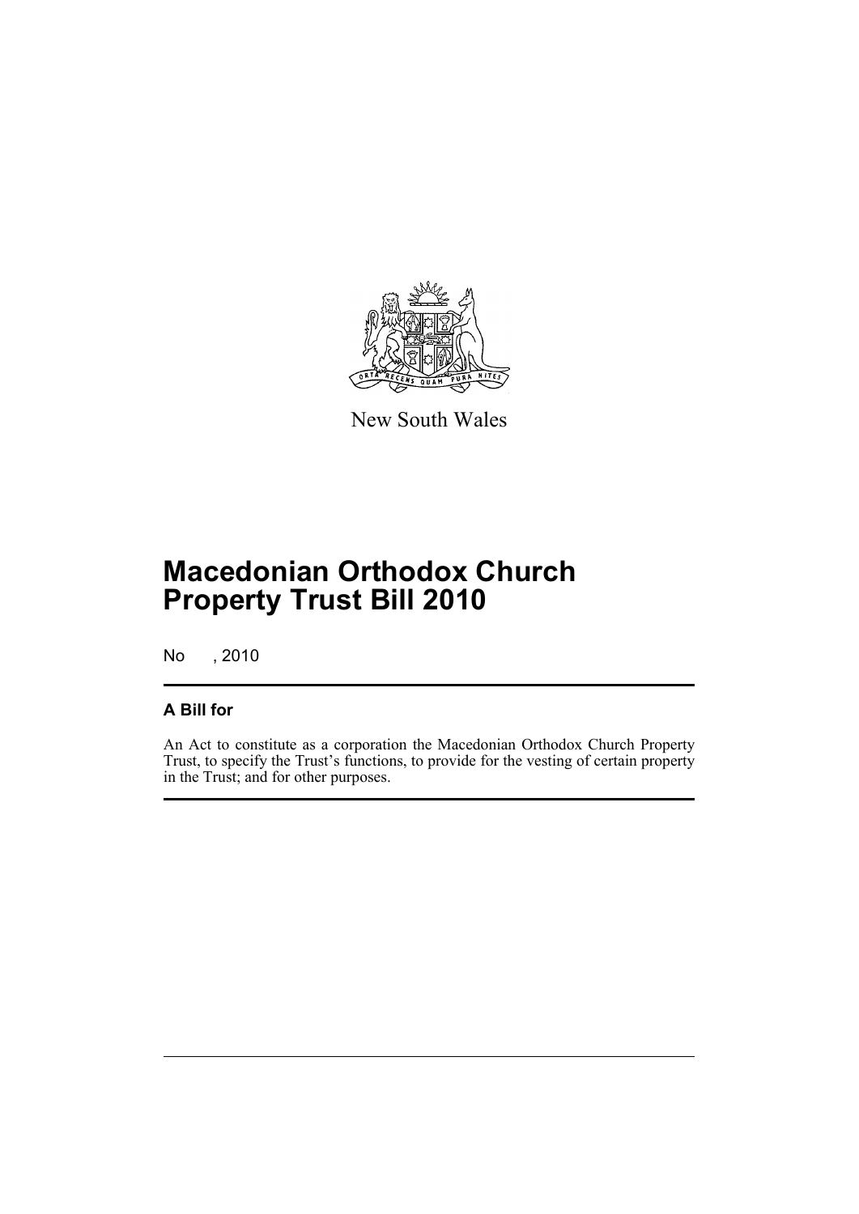New South Wales

# Macedonian Orthodox Church Property Trust Bill 2010

No , 2010

## A Bill for

An Act to constitute as a corporation the Macedonian Orthodox Church Property Trust, to specify the Trust's functions, to provide for the vesting of certain property in the Trust; and for other purposes.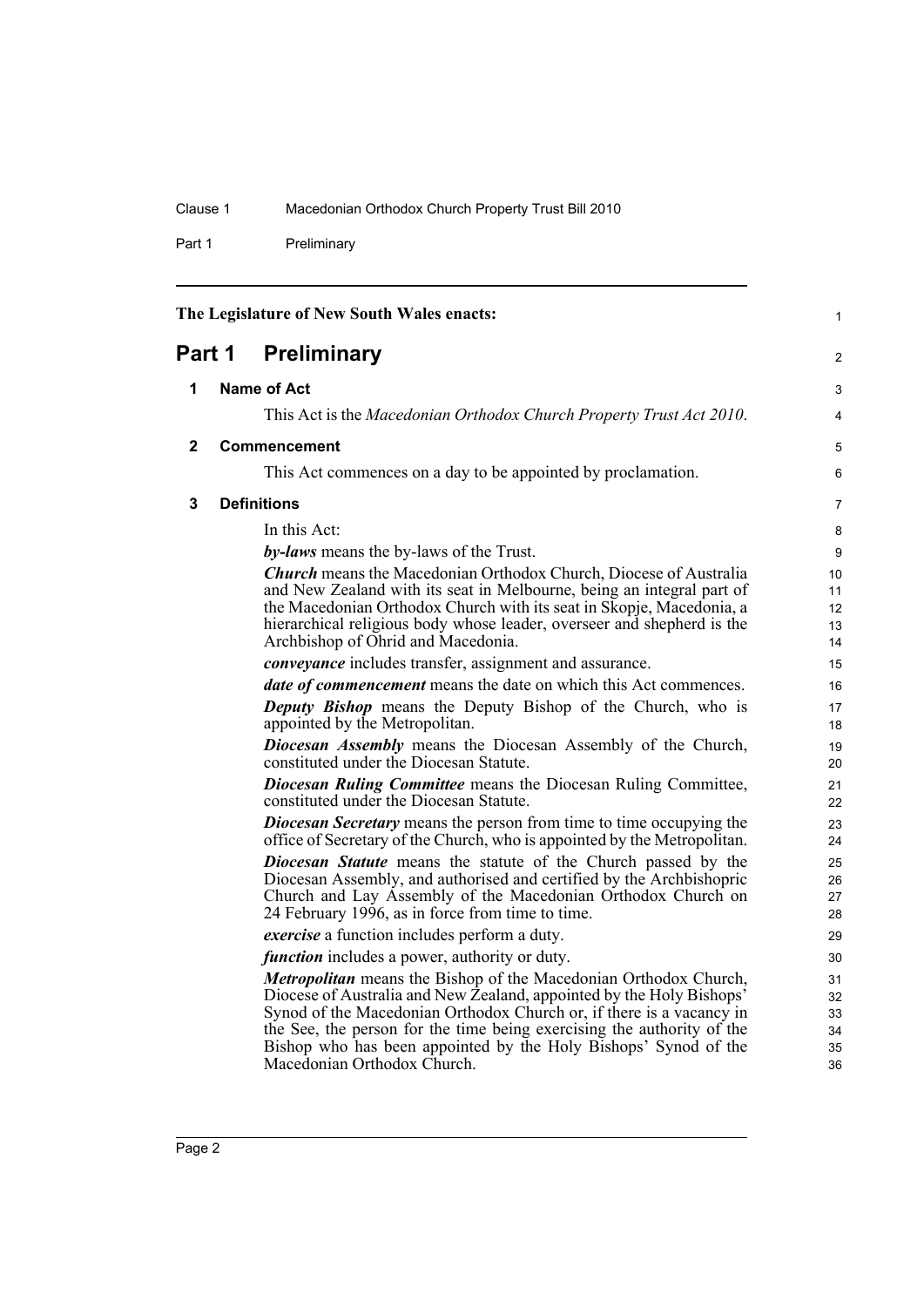The Legislature of New South Wales enacts:

# Part 1 Preliminary

## 1 Name of Act

This Act is the *Macedonian Orthodox Church Property Trust Act 2010*.

## 2 Commencement

This Act commences on a day to be appointed by proclamation.

## 3 Definitions

In this Act:

***by-laws*** means the by-laws of the Trust.

***Church*** means the Macedonian Orthodox Church, Diocese of Australia and New Zealand with its seat in Melbourne, being an integral part of the Macedonian Orthodox Church with its seat in Skopje, Macedonia, a hierarchical religious body whose leader, overseer and shepherd is the Archbishop of Ohrid and Macedonia.

***conveyance*** includes transfer, assignment and assurance.

***date of commencement*** means the date on which this Act commences.

***Deputy Bishop*** means the Deputy Bishop of the Church, who is appointed by the Metropolitan.

***Diocesan Assembly*** means the Diocesan Assembly of the Church, constituted under the Diocesan Statute.

***Diocesan Ruling Committee*** means the Diocesan Ruling Committee, constituted under the Diocesan Statute.

***Diocesan Secretary*** means the person from time to time occupying the office of Secretary of the Church, who is appointed by the Metropolitan.

***Diocesan Statute*** means the statute of the Church passed by the Diocesan Assembly, and authorised and certified by the Archbishopric Church and Lay Assembly of the Macedonian Orthodox Church on 24 February 1996, as in force from time to time.

***exercise*** a function includes perform a duty.

***function*** includes a power, authority or duty.

***Metropolitan*** means the Bishop of the Macedonian Orthodox Church, Diocese of Australia and New Zealand, appointed by the Holy Bishops' Synod of the Macedonian Orthodox Church or, if there is a vacancy in the See, the person for the time being exercising the authority of the Bishop who has been appointed by the Holy Bishops' Synod of the Macedonian Orthodox Church.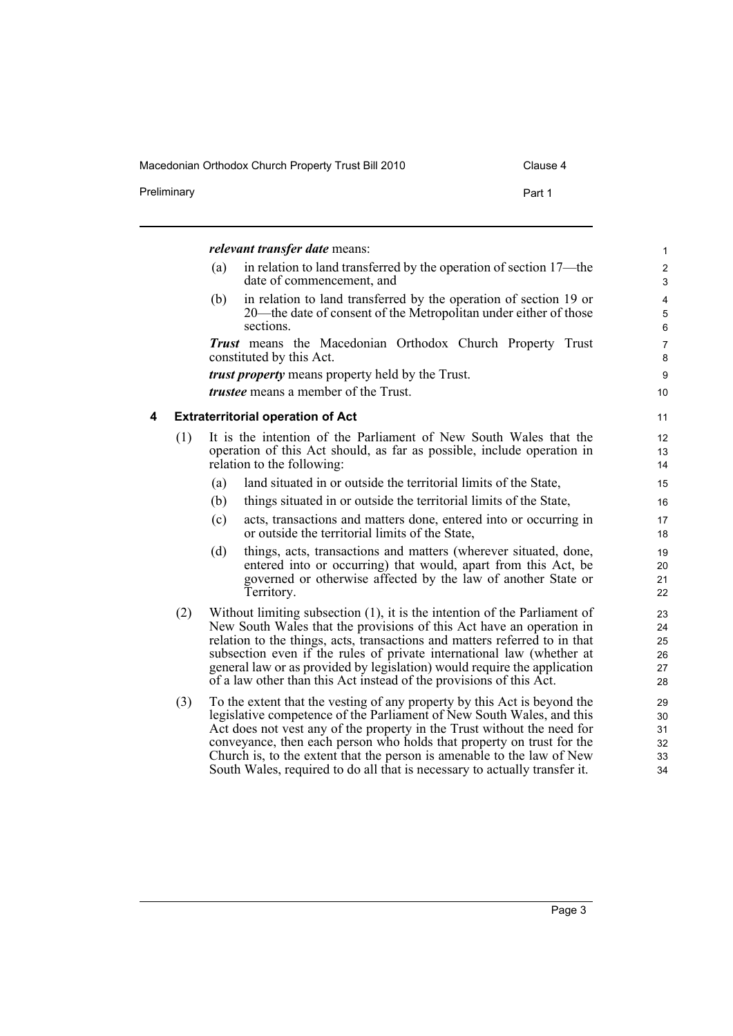***relevant transfer date*** means:

(a) in relation to land transferred by the operation of section 17—the date of commencement, and

(b) in relation to land transferred by the operation of section 19 or 20—the date of consent of the Metropolitan under either of those sections.

***Trust*** means the Macedonian Orthodox Church Property Trust constituted by this Act.

***trust property*** means property held by the Trust.

***trustee*** means a member of the Trust.

## 4 Extraterritorial operation of Act

(1) It is the intention of the Parliament of New South Wales that the operation of this Act should, as far as possible, include operation in relation to the following:

(a) land situated in or outside the territorial limits of the State,

(b) things situated in or outside the territorial limits of the State,

(c) acts, transactions and matters done, entered into or occurring in or outside the territorial limits of the State,

(d) things, acts, transactions and matters (wherever situated, done, entered into or occurring) that would, apart from this Act, be governed or otherwise affected by the law of another State or Territory.

(2) Without limiting subsection (1), it is the intention of the Parliament of New South Wales that the provisions of this Act have an operation in relation to the things, acts, transactions and matters referred to in that subsection even if the rules of private international law (whether at general law or as provided by legislation) would require the application of a law other than this Act instead of the provisions of this Act.

(3) To the extent that the vesting of any property by this Act is beyond the legislative competence of the Parliament of New South Wales, and this Act does not vest any of the property in the Trust without the need for conveyance, then each person who holds that property on trust for the Church is, to the extent that the person is amenable to the law of New South Wales, required to do all that is necessary to actually transfer it.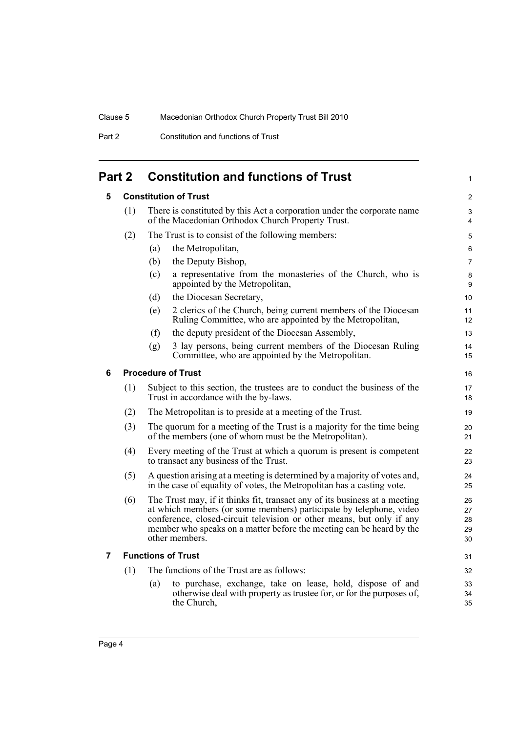# Part 2 Constitution and functions of Trust

### 5 Constitution of Trust

(1) There is constituted by this Act a corporation under the corporate name of the Macedonian Orthodox Church Property Trust.

(2) The Trust is to consist of the following members:

- (a) the Metropolitan,
- (b) the Deputy Bishop,
- (c) a representative from the monasteries of the Church, who is appointed by the Metropolitan,
- (d) the Diocesan Secretary,
- (e) 2 clerics of the Church, being current members of the Diocesan Ruling Committee, who are appointed by the Metropolitan,
- (f) the deputy president of the Diocesan Assembly,
- (g) 3 lay persons, being current members of the Diocesan Ruling Committee, who are appointed by the Metropolitan.

### 6 Procedure of Trust

(1) Subject to this section, the trustees are to conduct the business of the Trust in accordance with the by-laws.

(2) The Metropolitan is to preside at a meeting of the Trust.

(3) The quorum for a meeting of the Trust is a majority for the time being of the members (one of whom must be the Metropolitan).

(4) Every meeting of the Trust at which a quorum is present is competent to transact any business of the Trust.

(5) A question arising at a meeting is determined by a majority of votes and, in the case of equality of votes, the Metropolitan has a casting vote.

(6) The Trust may, if it thinks fit, transact any of its business at a meeting at which members (or some members) participate by telephone, video conference, closed-circuit television or other means, but only if any member who speaks on a matter before the meeting can be heard by the other members.

### 7 Functions of Trust

(1) The functions of the Trust are as follows:

- (a) to purchase, exchange, take on lease, hold, dispose of and otherwise deal with property as trustee for, or for the purposes of, the Church,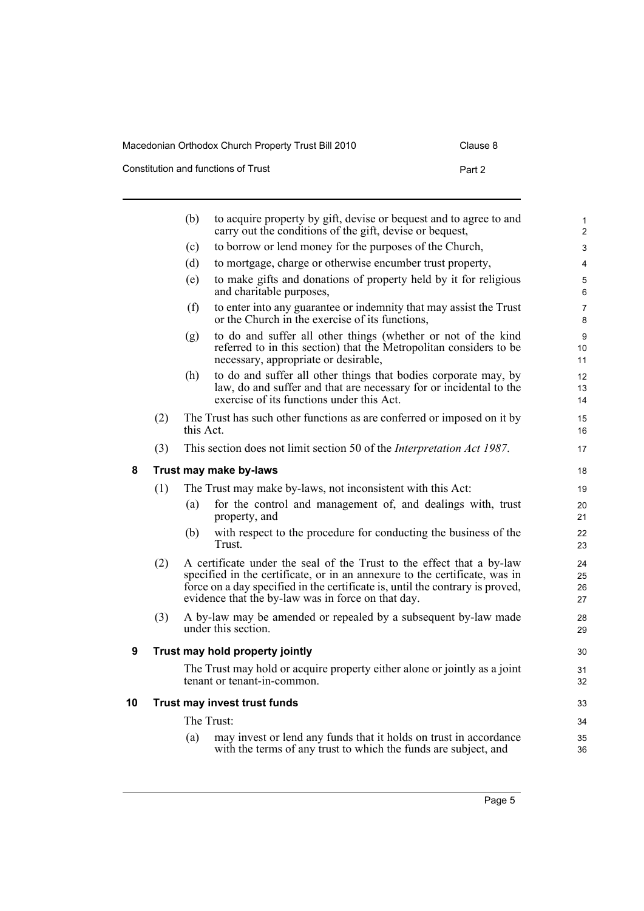(b) to acquire property by gift, devise or bequest and to agree to and carry out the conditions of the gift, devise or bequest,

(c) to borrow or lend money for the purposes of the Church,

(d) to mortgage, charge or otherwise encumber trust property,

(e) to make gifts and donations of property held by it for religious and charitable purposes,

(f) to enter into any guarantee or indemnity that may assist the Trust or the Church in the exercise of its functions,

(g) to do and suffer all other things (whether or not of the kind referred to in this section) that the Metropolitan considers to be necessary, appropriate or desirable,

(h) to do and suffer all other things that bodies corporate may, by law, do and suffer and that are necessary for or incidental to the exercise of its functions under this Act.

(2) The Trust has such other functions as are conferred or imposed on it by this Act.

(3) This section does not limit section 50 of the *Interpretation Act 1987*.

## 8 Trust may make by-laws

(1) The Trust may make by-laws, not inconsistent with this Act:

(a) for the control and management of, and dealings with, trust property, and

(b) with respect to the procedure for conducting the business of the Trust.

(2) A certificate under the seal of the Trust to the effect that a by-law specified in the certificate, or in an annexure to the certificate, was in force on a day specified in the certificate is, until the contrary is proved, evidence that the by-law was in force on that day.

(3) A by-law may be amended or repealed by a subsequent by-law made under this section.

## 9 Trust may hold property jointly

The Trust may hold or acquire property either alone or jointly as a joint tenant or tenant-in-common.

## 10 Trust may invest trust funds

The Trust:

(a) may invest or lend any funds that it holds on trust in accordance with the terms of any trust to which the funds are subject, and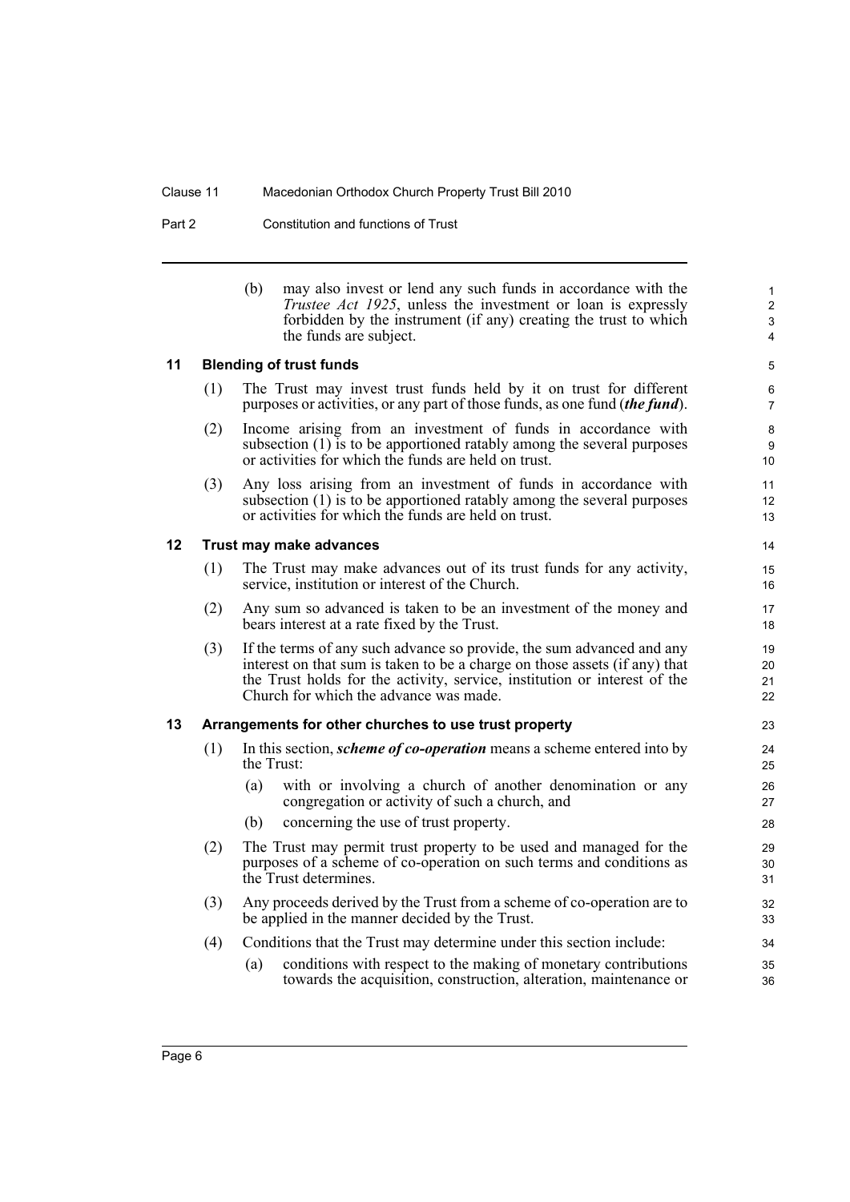(b) may also invest or lend any such funds in accordance with the *Trustee Act 1925*, unless the investment or loan is expressly forbidden by the instrument (if any) creating the trust to which the funds are subject.

### 11 Blending of trust funds

(1) The Trust may invest trust funds held by it on trust for different purposes or activities, or any part of those funds, as one fund (***the fund***).

(2) Income arising from an investment of funds in accordance with subsection (1) is to be apportioned ratably among the several purposes or activities for which the funds are held on trust.

(3) Any loss arising from an investment of funds in accordance with subsection (1) is to be apportioned ratably among the several purposes or activities for which the funds are held on trust.

### 12 Trust may make advances

(1) The Trust may make advances out of its trust funds for any activity, service, institution or interest of the Church.

(2) Any sum so advanced is taken to be an investment of the money and bears interest at a rate fixed by the Trust.

(3) If the terms of any such advance so provide, the sum advanced and any interest on that sum is taken to be a charge on those assets (if any) that the Trust holds for the activity, service, institution or interest of the Church for which the advance was made.

### 13 Arrangements for other churches to use trust property

(1) In this section, ***scheme of co-operation*** means a scheme entered into by the Trust:

(a) with or involving a church of another denomination or any congregation or activity of such a church, and

(b) concerning the use of trust property.

(2) The Trust may permit trust property to be used and managed for the purposes of a scheme of co-operation on such terms and conditions as the Trust determines.

(3) Any proceeds derived by the Trust from a scheme of co-operation are to be applied in the manner decided by the Trust.

(4) Conditions that the Trust may determine under this section include:

(a) conditions with respect to the making of monetary contributions towards the acquisition, construction, alteration, maintenance or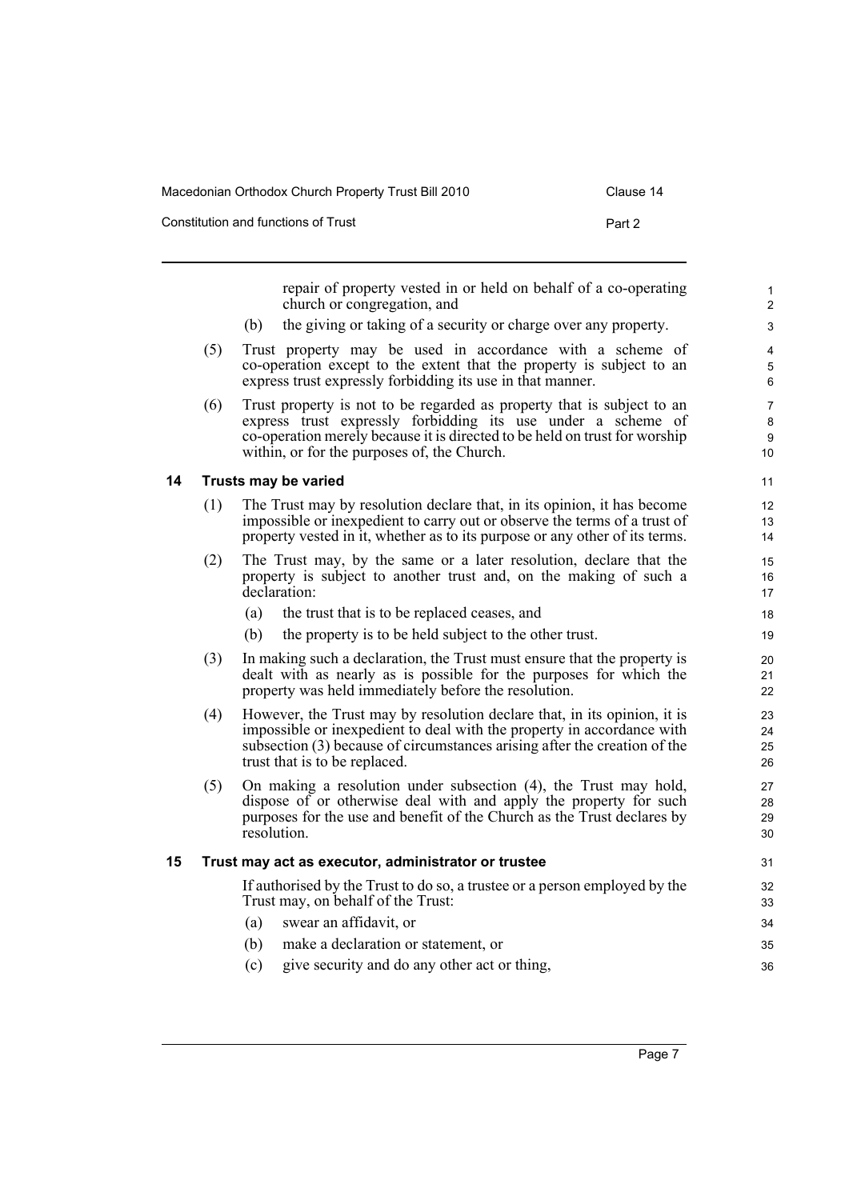repair of property vested in or held on behalf of a co-operating church or congregation, and

(b) the giving or taking of a security or charge over any property.

(5) Trust property may be used in accordance with a scheme of co-operation except to the extent that the property is subject to an express trust expressly forbidding its use in that manner.

(6) Trust property is not to be regarded as property that is subject to an express trust expressly forbidding its use under a scheme of co-operation merely because it is directed to be held on trust for worship within, or for the purposes of, the Church.

## 14 Trusts may be varied

(1) The Trust may by resolution declare that, in its opinion, it has become impossible or inexpedient to carry out or observe the terms of a trust of property vested in it, whether as to its purpose or any other of its terms.

(2) The Trust may, by the same or a later resolution, declare that the property is subject to another trust and, on the making of such a declaration:

(a) the trust that is to be replaced ceases, and

(b) the property is to be held subject to the other trust.

(3) In making such a declaration, the Trust must ensure that the property is dealt with as nearly as is possible for the purposes for which the property was held immediately before the resolution.

(4) However, the Trust may by resolution declare that, in its opinion, it is impossible or inexpedient to deal with the property in accordance with subsection (3) because of circumstances arising after the creation of the trust that is to be replaced.

(5) On making a resolution under subsection (4), the Trust may hold, dispose of or otherwise deal with and apply the property for such purposes for the use and benefit of the Church as the Trust declares by resolution.

## 15 Trust may act as executor, administrator or trustee

If authorised by the Trust to do so, a trustee or a person employed by the Trust may, on behalf of the Trust:

(a) swear an affidavit, or

(b) make a declaration or statement, or

(c) give security and do any other act or thing,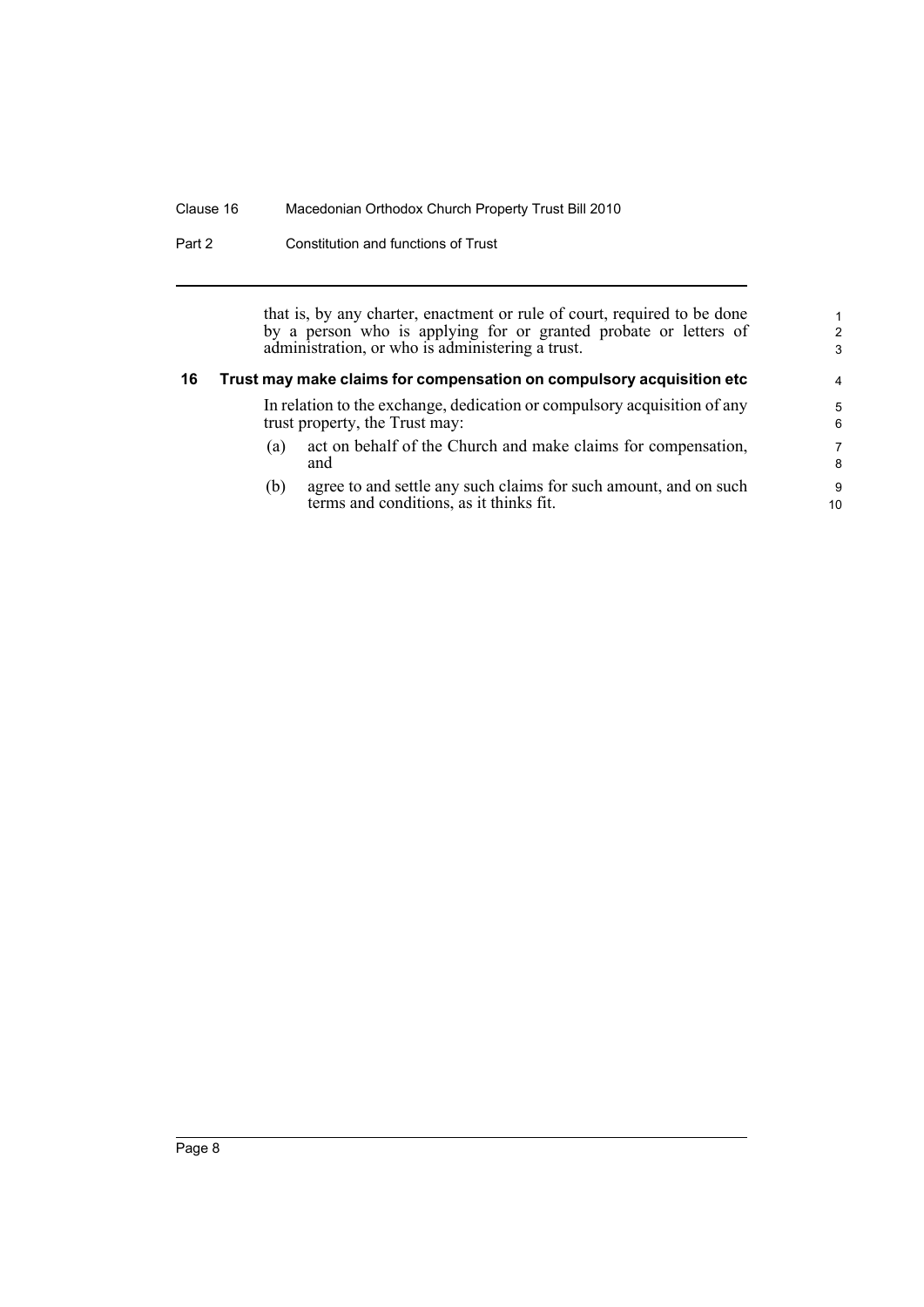that is, by any charter, enactment or rule of court, required to be done by a person who is applying for or granted probate or letters of administration, or who is administering a trust.

## 16 Trust may make claims for compensation on compulsory acquisition etc

In relation to the exchange, dedication or compulsory acquisition of any trust property, the Trust may:

(a) act on behalf of the Church and make claims for compensation, and

(b) agree to and settle any such claims for such amount, and on such terms and conditions, as it thinks fit.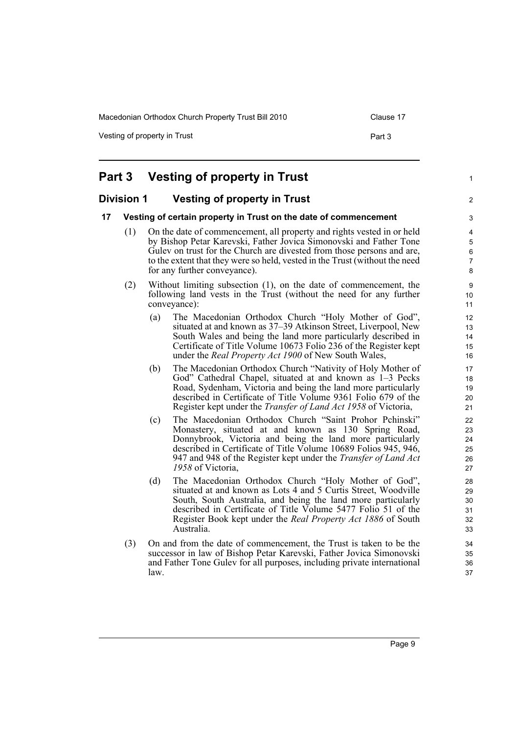# Part 3 Vesting of property in Trust

## Division 1 Vesting of property in Trust

### 17 Vesting of certain property in Trust on the date of commencement

(1) On the date of commencement, all property and rights vested in or held by Bishop Petar Karevski, Father Jovica Simonovski and Father Tone Gulev on trust for the Church are divested from those persons and are, to the extent that they were so held, vested in the Trust (without the need for any further conveyance).

(2) Without limiting subsection (1), on the date of commencement, the following land vests in the Trust (without the need for any further conveyance):

(a) The Macedonian Orthodox Church "Holy Mother of God", situated at and known as 37–39 Atkinson Street, Liverpool, New South Wales and being the land more particularly described in Certificate of Title Volume 10673 Folio 236 of the Register kept under the *Real Property Act 1900* of New South Wales,

(b) The Macedonian Orthodox Church "Nativity of Holy Mother of God" Cathedral Chapel, situated at and known as 1–3 Pecks Road, Sydenham, Victoria and being the land more particularly described in Certificate of Title Volume 9361 Folio 679 of the Register kept under the *Transfer of Land Act 1958* of Victoria,

(c) The Macedonian Orthodox Church "Saint Prohor Pchinski" Monastery, situated at and known as 130 Spring Road, Donnybrook, Victoria and being the land more particularly described in Certificate of Title Volume 10689 Folios 945, 946, 947 and 948 of the Register kept under the *Transfer of Land Act 1958* of Victoria,

(d) The Macedonian Orthodox Church "Holy Mother of God", situated at and known as Lots 4 and 5 Curtis Street, Woodville South, South Australia, and being the land more particularly described in Certificate of Title Volume 5477 Folio 51 of the Register Book kept under the *Real Property Act 1886* of South Australia.

(3) On and from the date of commencement, the Trust is taken to be the successor in law of Bishop Petar Karevski, Father Jovica Simonovski and Father Tone Gulev for all purposes, including private international law.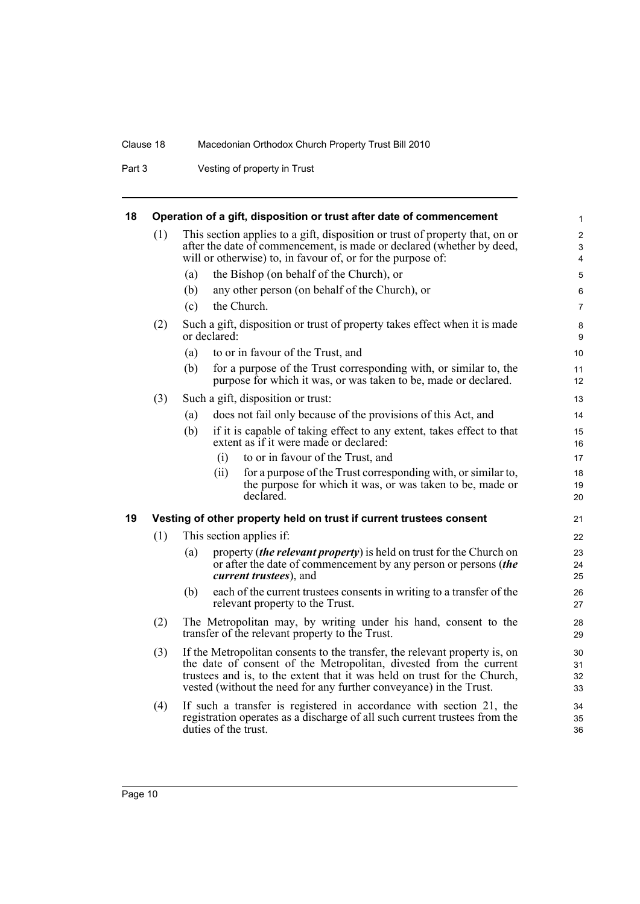## 18 Operation of a gift, disposition or trust after date of commencement

(1) This section applies to a gift, disposition or trust of property that, on or after the date of commencement, is made or declared (whether by deed, will or otherwise) to, in favour of, or for the purpose of:

(a) the Bishop (on behalf of the Church), or

(b) any other person (on behalf of the Church), or

(c) the Church.

(2) Such a gift, disposition or trust of property takes effect when it is made or declared:

(a) to or in favour of the Trust, and

(b) for a purpose of the Trust corresponding with, or similar to, the purpose for which it was, or was taken to be, made or declared.

(3) Such a gift, disposition or trust:

(a) does not fail only because of the provisions of this Act, and

(b) if it is capable of taking effect to any extent, takes effect to that extent as if it were made or declared:

(i) to or in favour of the Trust, and

(ii) for a purpose of the Trust corresponding with, or similar to, the purpose for which it was, or was taken to be, made or declared.

## 19 Vesting of other property held on trust if current trustees consent

(1) This section applies if:

(a) property (***the relevant property***) is held on trust for the Church on or after the date of commencement by any person or persons (***the current trustees***), and

(b) each of the current trustees consents in writing to a transfer of the relevant property to the Trust.

(2) The Metropolitan may, by writing under his hand, consent to the transfer of the relevant property to the Trust.

(3) If the Metropolitan consents to the transfer, the relevant property is, on the date of consent of the Metropolitan, divested from the current trustees and is, to the extent that it was held on trust for the Church, vested (without the need for any further conveyance) in the Trust.

(4) If such a transfer is registered in accordance with section 21, the registration operates as a discharge of all such current trustees from the duties of the trust.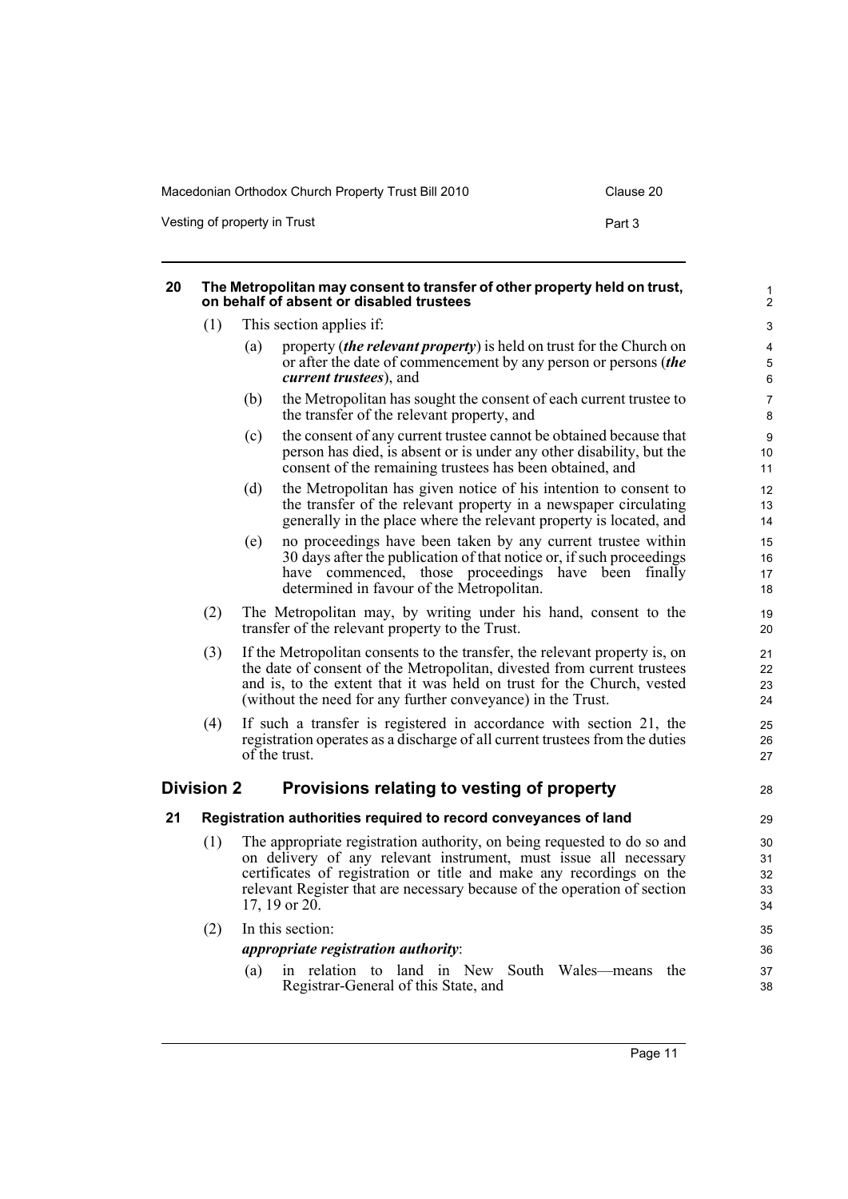### 20 The Metropolitan may consent to transfer of other property held on trust, on behalf of absent or disabled trustees

(1) This section applies if:

(a) property (***the relevant property***) is held on trust for the Church on or after the date of commencement by any person or persons (***the current trustees***), and

(b) the Metropolitan has sought the consent of each current trustee to the transfer of the relevant property, and

(c) the consent of any current trustee cannot be obtained because that person has died, is absent or is under any other disability, but the consent of the remaining trustees has been obtained, and

(d) the Metropolitan has given notice of his intention to consent to the transfer of the relevant property in a newspaper circulating generally in the place where the relevant property is located, and

(e) no proceedings have been taken by any current trustee within 30 days after the publication of that notice or, if such proceedings have commenced, those proceedings have been finally determined in favour of the Metropolitan.

(2) The Metropolitan may, by writing under his hand, consent to the transfer of the relevant property to the Trust.

(3) If the Metropolitan consents to the transfer, the relevant property is, on the date of consent of the Metropolitan, divested from current trustees and is, to the extent that it was held on trust for the Church, vested (without the need for any further conveyance) in the Trust.

(4) If such a transfer is registered in accordance with section 21, the registration operates as a discharge of all current trustees from the duties of the trust.

## Division 2 Provisions relating to vesting of property

### 21 Registration authorities required to record conveyances of land

(1) The appropriate registration authority, on being requested to do so and on delivery of any relevant instrument, must issue all necessary certificates of registration or title and make any recordings on the relevant Register that are necessary because of the operation of section 17, 19 or 20.

(2) In this section:

***appropriate registration authority***:

(a) in relation to land in New South Wales—means the Registrar-General of this State, and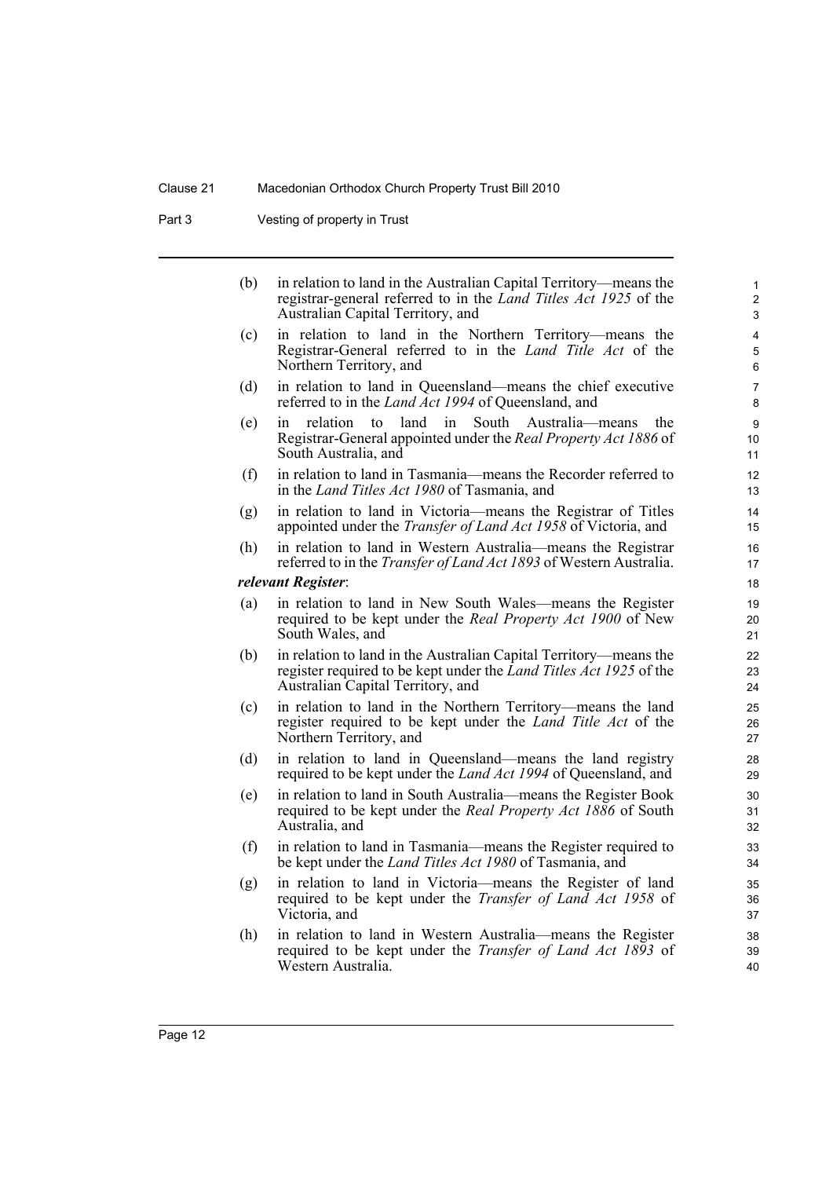(b) in relation to land in the Australian Capital Territory—means the registrar-general referred to in the *Land Titles Act 1925* of the Australian Capital Territory, and

(c) in relation to land in the Northern Territory—means the Registrar-General referred to in the *Land Title Act* of the Northern Territory, and

(d) in relation to land in Queensland—means the chief executive referred to in the *Land Act 1994* of Queensland, and

(e) in relation to land in South Australia—means the Registrar-General appointed under the *Real Property Act 1886* of South Australia, and

(f) in relation to land in Tasmania—means the Recorder referred to in the *Land Titles Act 1980* of Tasmania, and

(g) in relation to land in Victoria—means the Registrar of Titles appointed under the *Transfer of Land Act 1958* of Victoria, and

(h) in relation to land in Western Australia—means the Registrar referred to in the *Transfer of Land Act 1893* of Western Australia.

***relevant Register***:

(a) in relation to land in New South Wales—means the Register required to be kept under the *Real Property Act 1900* of New South Wales, and

(b) in relation to land in the Australian Capital Territory—means the register required to be kept under the *Land Titles Act 1925* of the Australian Capital Territory, and

(c) in relation to land in the Northern Territory—means the land register required to be kept under the *Land Title Act* of the Northern Territory, and

(d) in relation to land in Queensland—means the land registry required to be kept under the *Land Act 1994* of Queensland, and

(e) in relation to land in South Australia—means the Register Book required to be kept under the *Real Property Act 1886* of South Australia, and

(f) in relation to land in Tasmania—means the Register required to be kept under the *Land Titles Act 1980* of Tasmania, and

(g) in relation to land in Victoria—means the Register of land required to be kept under the *Transfer of Land Act 1958* of Victoria, and

(h) in relation to land in Western Australia—means the Register required to be kept under the *Transfer of Land Act 1893* of Western Australia.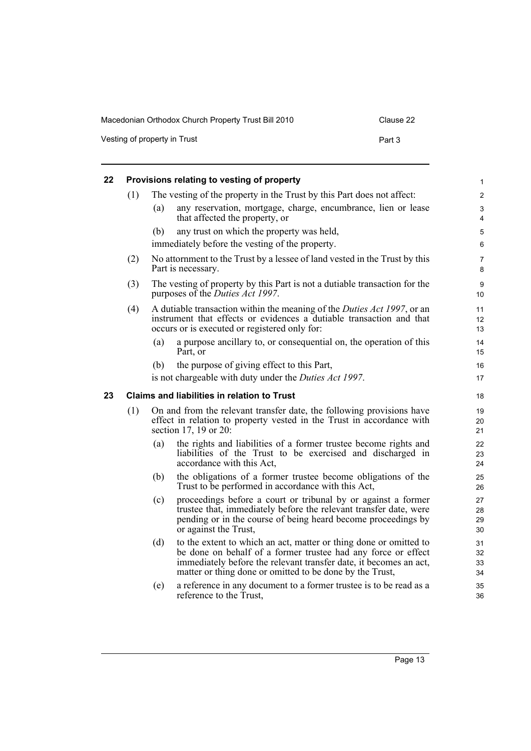## 22 Provisions relating to vesting of property

(1) The vesting of the property in the Trust by this Part does not affect:

(a) any reservation, mortgage, charge, encumbrance, lien or lease that affected the property, or

(b) any trust on which the property was held,

immediately before the vesting of the property.

(2) No attornment to the Trust by a lessee of land vested in the Trust by this Part is necessary.

(3) The vesting of property by this Part is not a dutiable transaction for the purposes of the *Duties Act 1997*.

(4) A dutiable transaction within the meaning of the *Duties Act 1997*, or an instrument that effects or evidences a dutiable transaction and that occurs or is executed or registered only for:

(a) a purpose ancillary to, or consequential on, the operation of this Part, or

(b) the purpose of giving effect to this Part,

is not chargeable with duty under the *Duties Act 1997*.

## 23 Claims and liabilities in relation to Trust

(1) On and from the relevant transfer date, the following provisions have effect in relation to property vested in the Trust in accordance with section 17, 19 or 20:

(a) the rights and liabilities of a former trustee become rights and liabilities of the Trust to be exercised and discharged in accordance with this Act,

(b) the obligations of a former trustee become obligations of the Trust to be performed in accordance with this Act,

(c) proceedings before a court or tribunal by or against a former trustee that, immediately before the relevant transfer date, were pending or in the course of being heard become proceedings by or against the Trust,

(d) to the extent to which an act, matter or thing done or omitted to be done on behalf of a former trustee had any force or effect immediately before the relevant transfer date, it becomes an act, matter or thing done or omitted to be done by the Trust,

(e) a reference in any document to a former trustee is to be read as a reference to the Trust,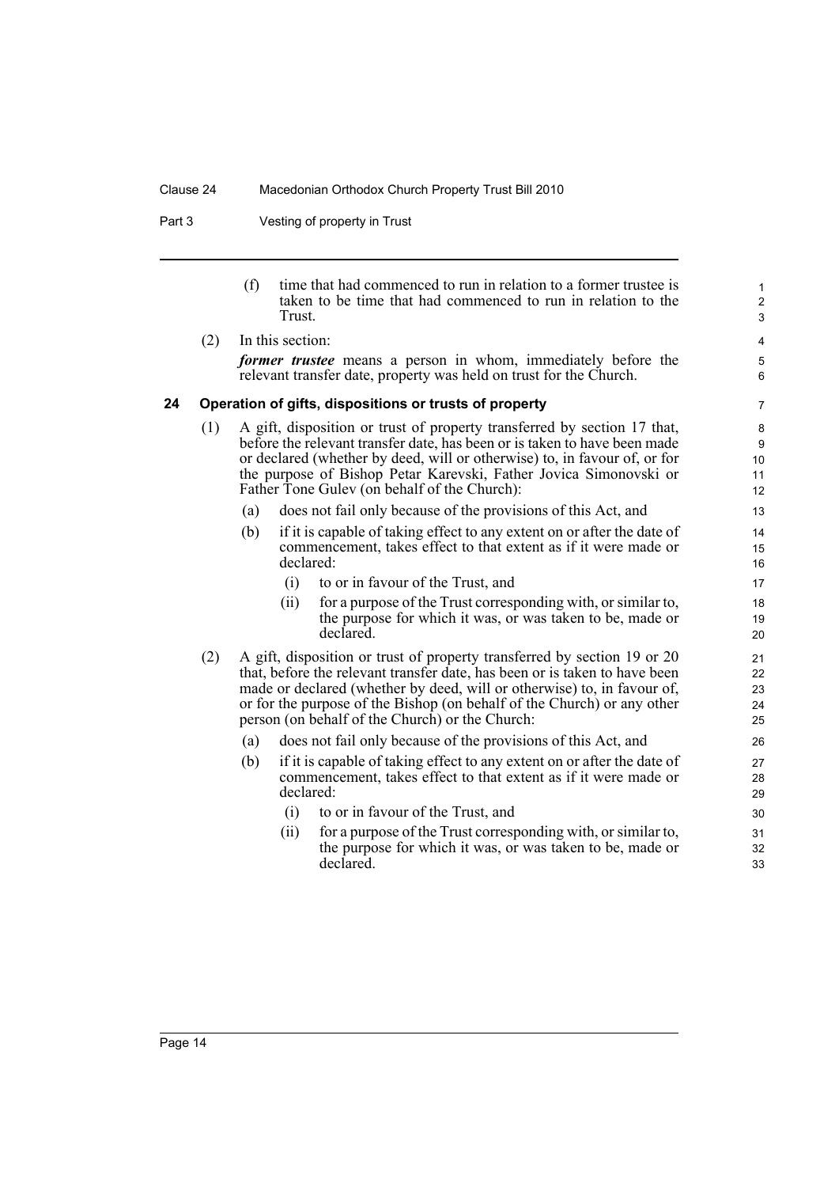(f) time that had commenced to run in relation to a former trustee is taken to be time that had commenced to run in relation to the Trust.

(2) In this section:

***former trustee*** means a person in whom, immediately before the relevant transfer date, property was held on trust for the Church.

## 24 Operation of gifts, dispositions or trusts of property

(1) A gift, disposition or trust of property transferred by section 17 that, before the relevant transfer date, has been or is taken to have been made or declared (whether by deed, will or otherwise) to, in favour of, or for the purpose of Bishop Petar Karevski, Father Jovica Simonovski or Father Tone Gulev (on behalf of the Church):

(a) does not fail only because of the provisions of this Act, and

(b) if it is capable of taking effect to any extent on or after the date of commencement, takes effect to that extent as if it were made or declared:

(i) to or in favour of the Trust, and

(ii) for a purpose of the Trust corresponding with, or similar to, the purpose for which it was, or was taken to be, made or declared.

(2) A gift, disposition or trust of property transferred by section 19 or 20 that, before the relevant transfer date, has been or is taken to have been made or declared (whether by deed, will or otherwise) to, in favour of, or for the purpose of the Bishop (on behalf of the Church) or any other person (on behalf of the Church) or the Church:

(a) does not fail only because of the provisions of this Act, and

(b) if it is capable of taking effect to any extent on or after the date of commencement, takes effect to that extent as if it were made or declared:

(i) to or in favour of the Trust, and

(ii) for a purpose of the Trust corresponding with, or similar to, the purpose for which it was, or was taken to be, made or declared.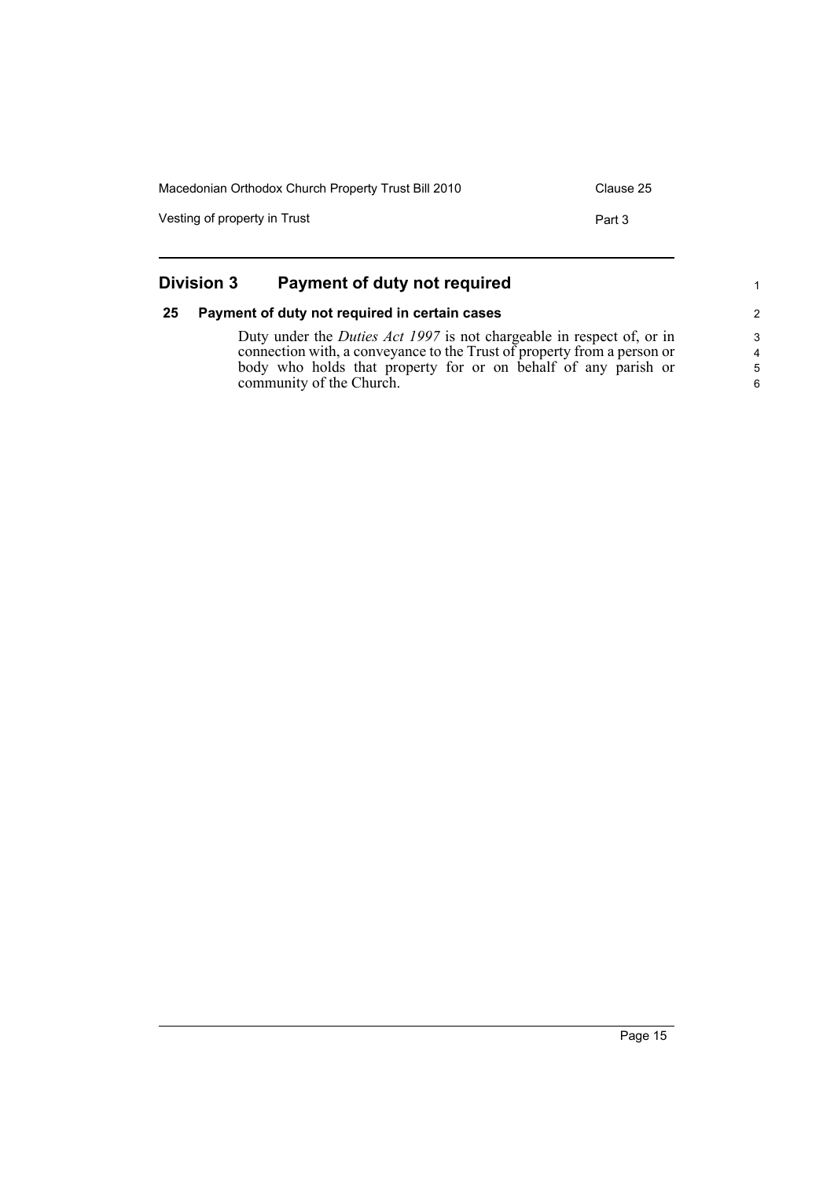## Division 3 Payment of duty not required

### 25 Payment of duty not required in certain cases

Duty under the *Duties Act 1997* is not chargeable in respect of, or in connection with, a conveyance to the Trust of property from a person or body who holds that property for or on behalf of any parish or community of the Church.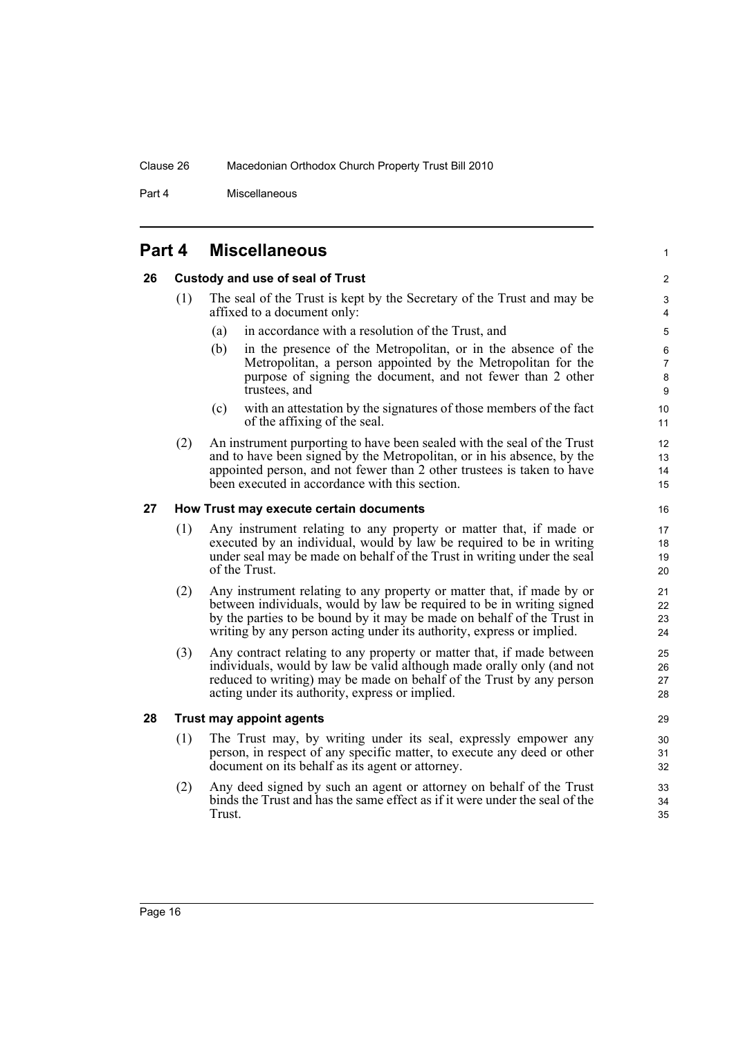## Part 4 Miscellaneous

### 26 Custody and use of seal of Trust

(1) The seal of the Trust is kept by the Secretary of the Trust and may be affixed to a document only:

- (a) in accordance with a resolution of the Trust, and
- (b) in the presence of the Metropolitan, or in the absence of the Metropolitan, a person appointed by the Metropolitan for the purpose of signing the document, and not fewer than 2 other trustees, and
- (c) with an attestation by the signatures of those members of the fact of the affixing of the seal.

(2) An instrument purporting to have been sealed with the seal of the Trust and to have been signed by the Metropolitan, or in his absence, by the appointed person, and not fewer than 2 other trustees is taken to have been executed in accordance with this section.

### 27 How Trust may execute certain documents

(1) Any instrument relating to any property or matter that, if made or executed by an individual, would by law be required to be in writing under seal may be made on behalf of the Trust in writing under the seal of the Trust.

(2) Any instrument relating to any property or matter that, if made by or between individuals, would by law be required to be in writing signed by the parties to be bound by it may be made on behalf of the Trust in writing by any person acting under its authority, express or implied.

(3) Any contract relating to any property or matter that, if made between individuals, would by law be valid although made orally only (and not reduced to writing) may be made on behalf of the Trust by any person acting under its authority, express or implied.

### 28 Trust may appoint agents

(1) The Trust may, by writing under its seal, expressly empower any person, in respect of any specific matter, to execute any deed or other document on its behalf as its agent or attorney.

(2) Any deed signed by such an agent or attorney on behalf of the Trust binds the Trust and has the same effect as if it were under the seal of the Trust.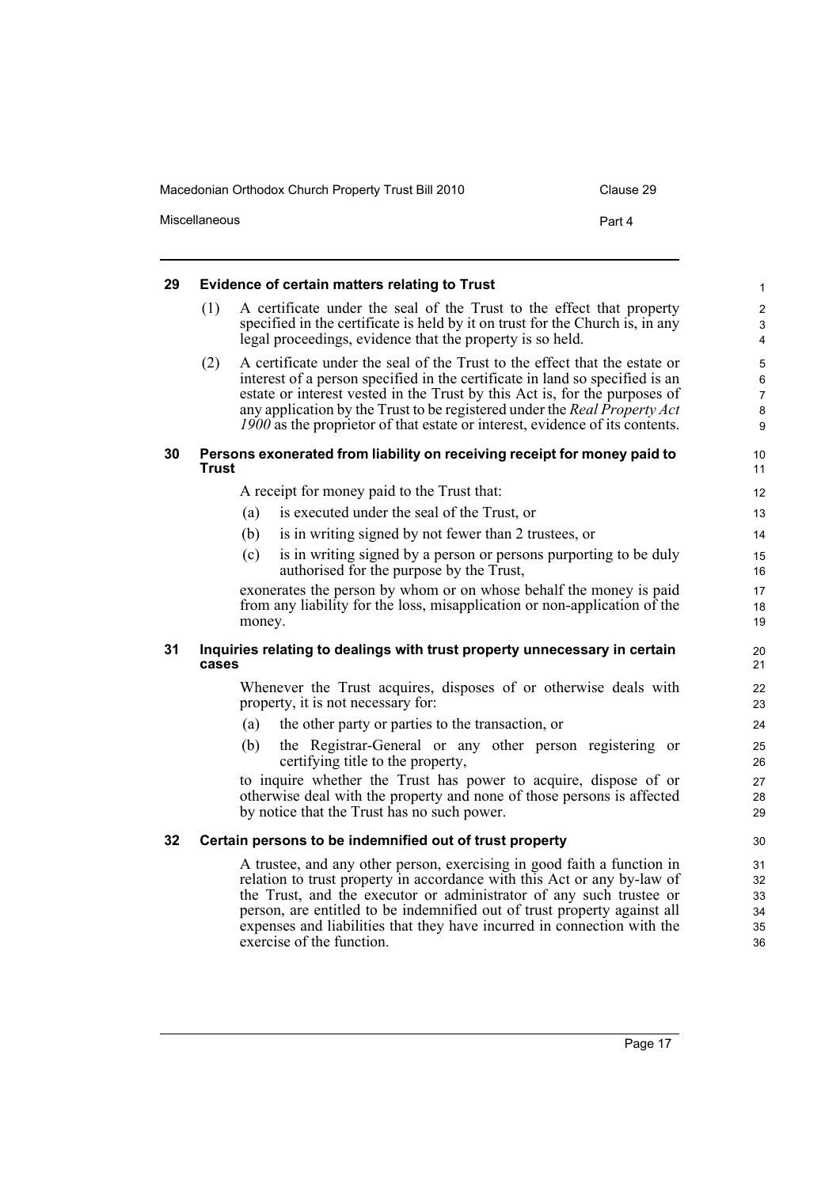### 29 Evidence of certain matters relating to Trust

(1) A certificate under the seal of the Trust to the effect that property specified in the certificate is held by it on trust for the Church is, in any legal proceedings, evidence that the property is so held.

(2) A certificate under the seal of the Trust to the effect that the estate or interest of a person specified in the certificate in land so specified is an estate or interest vested in the Trust by this Act is, for the purposes of any application by the Trust to be registered under the *Real Property Act 1900* as the proprietor of that estate or interest, evidence of its contents.

### 30 Persons exonerated from liability on receiving receipt for money paid to Trust

A receipt for money paid to the Trust that:

(a) is executed under the seal of the Trust, or

(b) is in writing signed by not fewer than 2 trustees, or

(c) is in writing signed by a person or persons purporting to be duly authorised for the purpose by the Trust,

exonerates the person by whom or on whose behalf the money is paid from any liability for the loss, misapplication or non-application of the money.

### 31 Inquiries relating to dealings with trust property unnecessary in certain cases

Whenever the Trust acquires, disposes of or otherwise deals with property, it is not necessary for:

(a) the other party or parties to the transaction, or

(b) the Registrar-General or any other person registering or certifying title to the property,

to inquire whether the Trust has power to acquire, dispose of or otherwise deal with the property and none of those persons is affected by notice that the Trust has no such power.

### 32 Certain persons to be indemnified out of trust property

A trustee, and any other person, exercising in good faith a function in relation to trust property in accordance with this Act or any by-law of the Trust, and the executor or administrator of any such trustee or person, are entitled to be indemnified out of trust property against all expenses and liabilities that they have incurred in connection with the exercise of the function.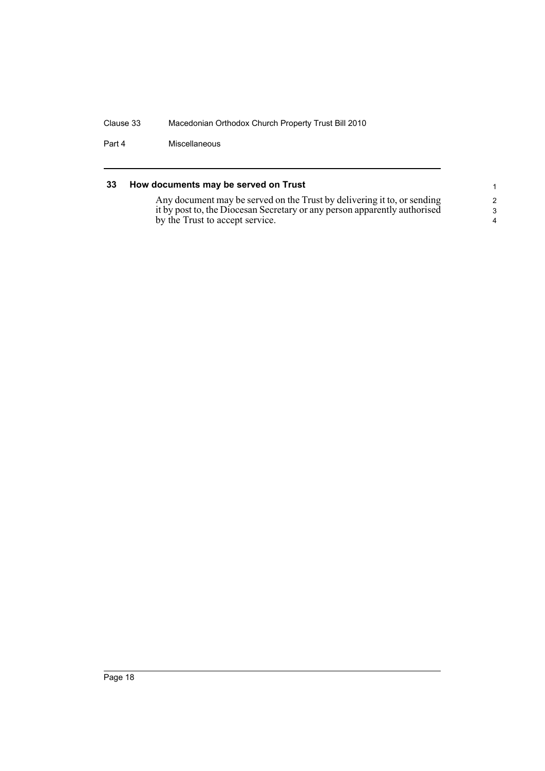## 33 How documents may be served on Trust

Any document may be served on the Trust by delivering it to, or sending it by post to, the Diocesan Secretary or any person apparently authorised by the Trust to accept service.